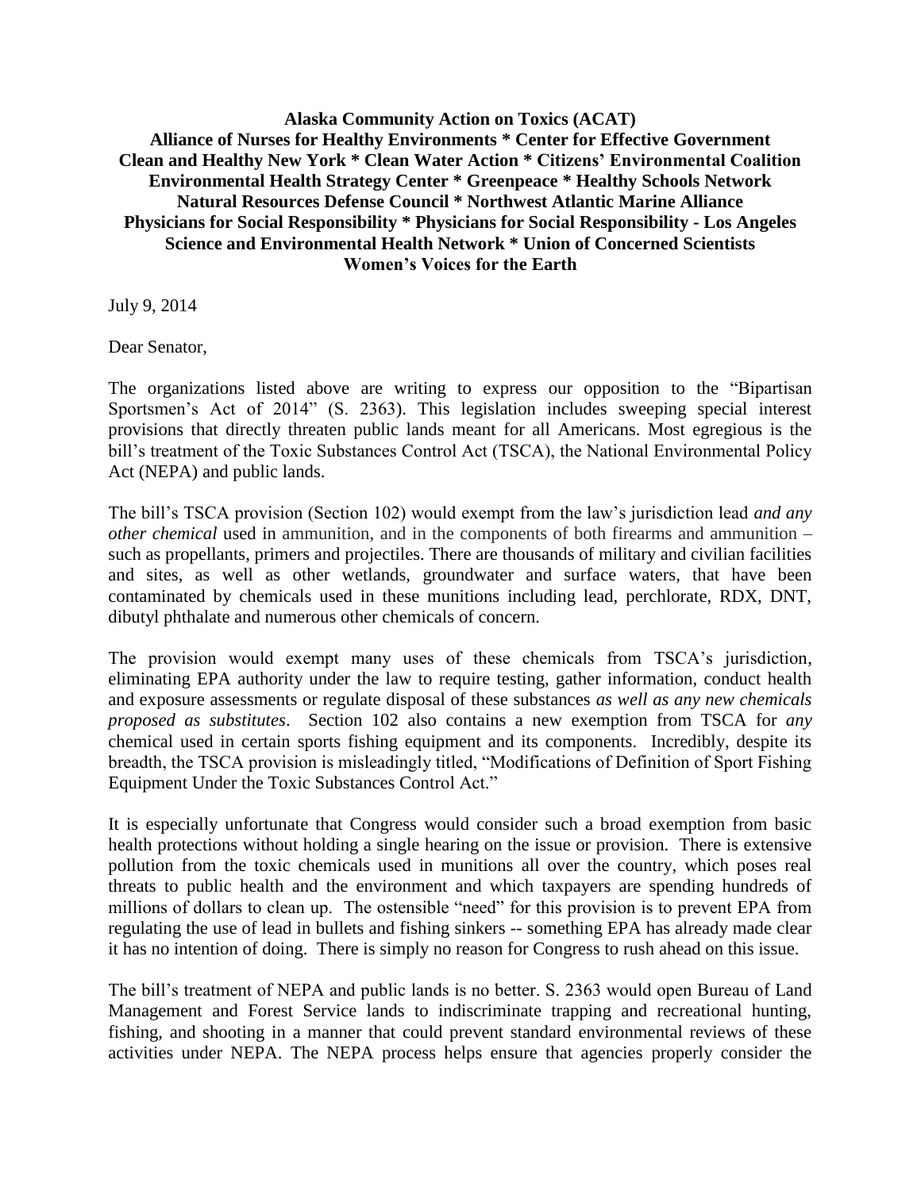**Alaska Community Action on Toxics (ACAT)**
**Alliance of Nurses for Healthy Environments * Center for Effective Government**
**Clean and Healthy New York * Clean Water Action * Citizens' Environmental Coalition**
**Environmental Health Strategy Center * Greenpeace * Healthy Schools Network**
**Natural Resources Defense Council * Northwest Atlantic Marine Alliance**
**Physicians for Social Responsibility * Physicians for Social Responsibility - Los Angeles**
**Science and Environmental Health Network * Union of Concerned Scientists**
**Women's Voices for the Earth**

July 9, 2014

Dear Senator,

The organizations listed above are writing to express our opposition to the "Bipartisan Sportsmen's Act of 2014" (S. 2363). This legislation includes sweeping special interest provisions that directly threaten public lands meant for all Americans. Most egregious is the bill's treatment of the Toxic Substances Control Act (TSCA), the National Environmental Policy Act (NEPA) and public lands.

The bill's TSCA provision (Section 102) would exempt from the law's jurisdiction lead *and any other chemical* used in ammunition, and in the components of both firearms and ammunition – such as propellants, primers and projectiles. There are thousands of military and civilian facilities and sites, as well as other wetlands, groundwater and surface waters, that have been contaminated by chemicals used in these munitions including lead, perchlorate, RDX, DNT, dibutyl phthalate and numerous other chemicals of concern.

The provision would exempt many uses of these chemicals from TSCA's jurisdiction, eliminating EPA authority under the law to require testing, gather information, conduct health and exposure assessments or regulate disposal of these substances *as well as any new chemicals proposed as substitutes*. Section 102 also contains a new exemption from TSCA for *any* chemical used in certain sports fishing equipment and its components. Incredibly, despite its breadth, the TSCA provision is misleadingly titled, "Modifications of Definition of Sport Fishing Equipment Under the Toxic Substances Control Act."

It is especially unfortunate that Congress would consider such a broad exemption from basic health protections without holding a single hearing on the issue or provision. There is extensive pollution from the toxic chemicals used in munitions all over the country, which poses real threats to public health and the environment and which taxpayers are spending hundreds of millions of dollars to clean up. The ostensible "need" for this provision is to prevent EPA from regulating the use of lead in bullets and fishing sinkers -- something EPA has already made clear it has no intention of doing. There is simply no reason for Congress to rush ahead on this issue.

The bill's treatment of NEPA and public lands is no better. S. 2363 would open Bureau of Land Management and Forest Service lands to indiscriminate trapping and recreational hunting, fishing, and shooting in a manner that could prevent standard environmental reviews of these activities under NEPA. The NEPA process helps ensure that agencies properly consider the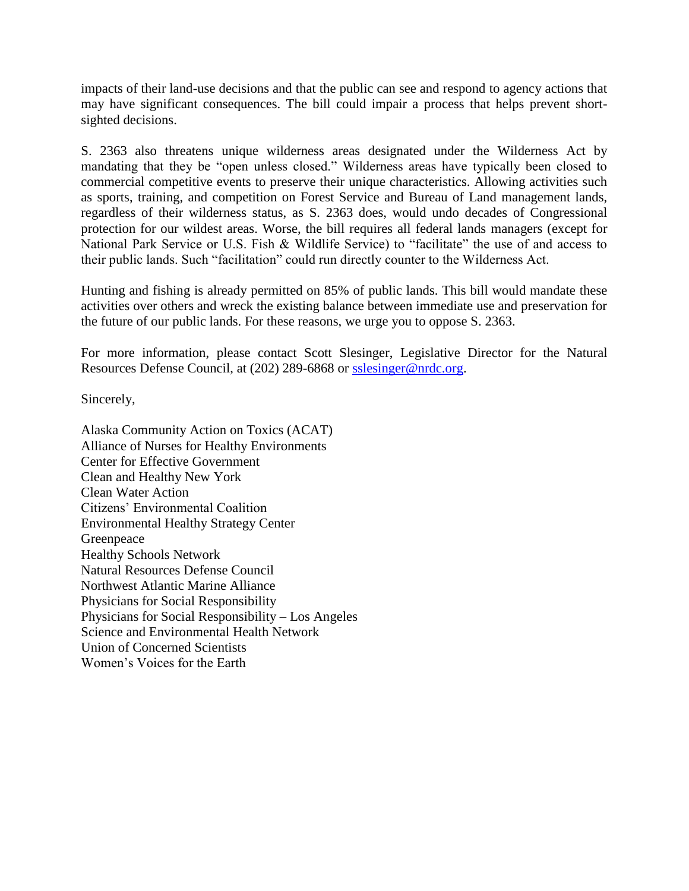impacts of their land-use decisions and that the public can see and respond to agency actions that may have significant consequences. The bill could impair a process that helps prevent short-sighted decisions.

S. 2363 also threatens unique wilderness areas designated under the Wilderness Act by mandating that they be "open unless closed." Wilderness areas have typically been closed to commercial competitive events to preserve their unique characteristics. Allowing activities such as sports, training, and competition on Forest Service and Bureau of Land management lands, regardless of their wilderness status, as S. 2363 does, would undo decades of Congressional protection for our wildest areas. Worse, the bill requires all federal lands managers (except for National Park Service or U.S. Fish & Wildlife Service) to "facilitate" the use of and access to their public lands. Such "facilitation" could run directly counter to the Wilderness Act.

Hunting and fishing is already permitted on 85% of public lands. This bill would mandate these activities over others and wreck the existing balance between immediate use and preservation for the future of our public lands. For these reasons, we urge you to oppose S. 2363.

For more information, please contact Scott Slesinger, Legislative Director for the Natural Resources Defense Council, at (202) 289-6868 or [sslesinger@nrdc.org](mailto:sslesinger@nrdc.org).

Sincerely,

Alaska Community Action on Toxics (ACAT)
Alliance of Nurses for Healthy Environments
Center for Effective Government
Clean and Healthy New York
Clean Water Action
Citizens' Environmental Coalition
Environmental Healthy Strategy Center
Greenpeace
Healthy Schools Network
Natural Resources Defense Council
Northwest Atlantic Marine Alliance
Physicians for Social Responsibility
Physicians for Social Responsibility – Los Angeles
Science and Environmental Health Network
Union of Concerned Scientists
Women's Voices for the Earth